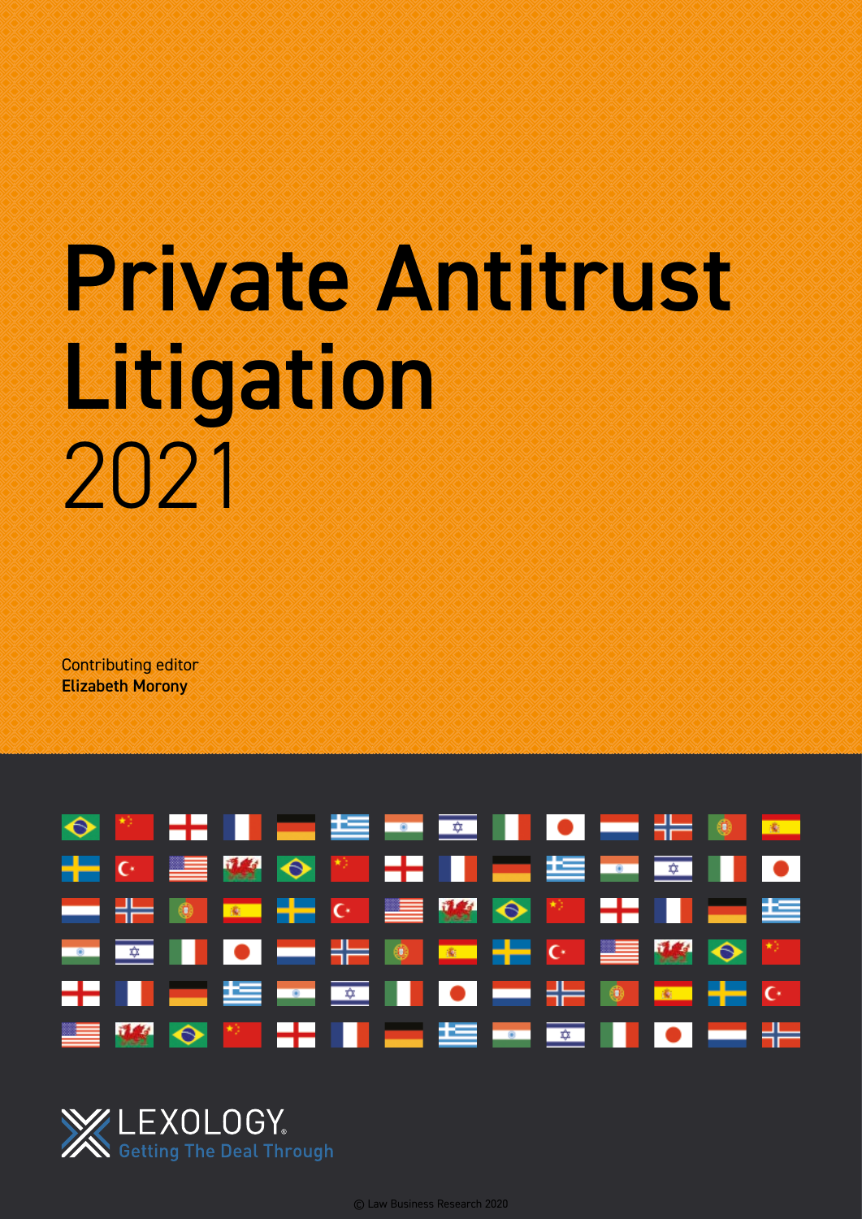# Private Antitrust Litigation 2021

Contributing editor
**Elizabeth Morony**

LEXOLOGY.
Getting The Deal Through

© Law Business Research 2020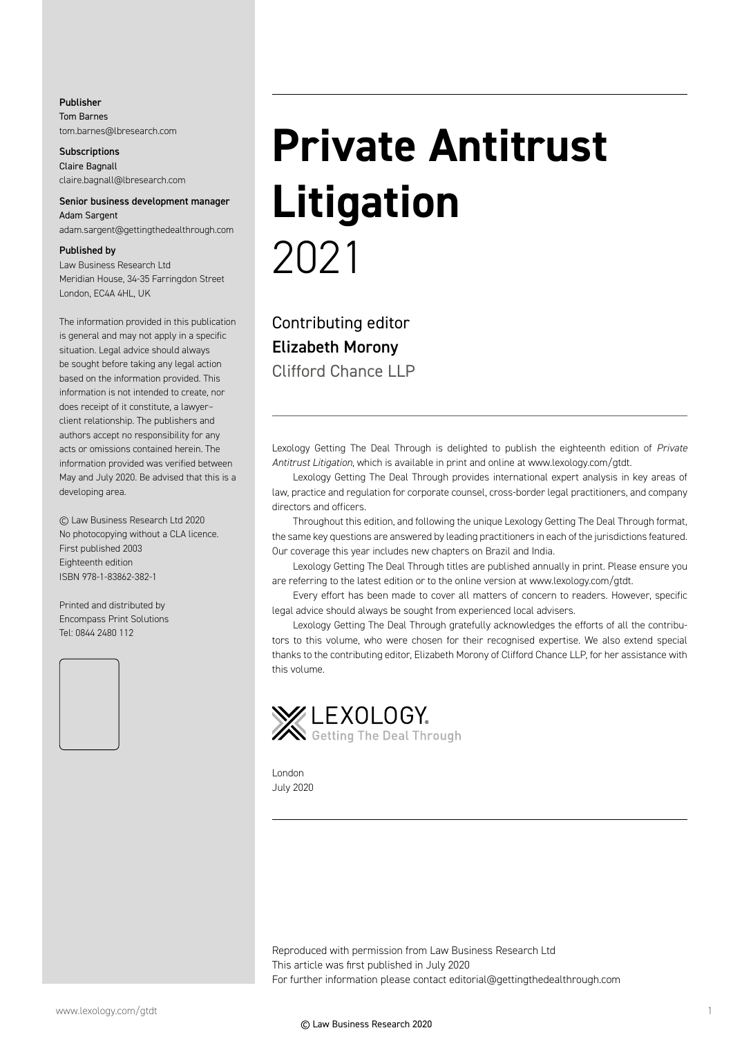**Publisher**
Tom Barnes
tom.barnes@lbresearch.com

**Subscriptions**
Claire Bagnall
claire.bagnall@lbresearch.com

**Senior business development manager**
Adam Sargent
adam.sargent@gettingthedealthrough.com

**Published by**
Law Business Research Ltd
Meridian House, 34-35 Farringdon Street
London, EC4A 4HL, UK

The information provided in this publication is general and may not apply in a specific situation. Legal advice should always be sought before taking any legal action based on the information provided. This information is not intended to create, nor does receipt of it constitute, a lawyer–client relationship. The publishers and authors accept no responsibility for any acts or omissions contained herein. The information provided was verified between May and July 2020. Be advised that this is a developing area.

© Law Business Research Ltd 2020
No photocopying without a CLA licence.
First published 2003
Eighteenth edition
ISBN 978-1-83862-382-1

Printed and distributed by
Encompass Print Solutions
Tel: 0844 2480 112

# Private Antitrust Litigation
2021

Contributing editor
**Elizabeth Morony**
Clifford Chance LLP

Lexology Getting The Deal Through is delighted to publish the eighteenth edition of *Private Antitrust Litigation*, which is available in print and online at www.lexology.com/gtdt.

Lexology Getting The Deal Through provides international expert analysis in key areas of law, practice and regulation for corporate counsel, cross-border legal practitioners, and company directors and officers.

Throughout this edition, and following the unique Lexology Getting The Deal Through format, the same key questions are answered by leading practitioners in each of the jurisdictions featured. Our coverage this year includes new chapters on Brazil and India.

Lexology Getting The Deal Through titles are published annually in print. Please ensure you are referring to the latest edition or to the online version at www.lexology.com/gtdt.

Every effort has been made to cover all matters of concern to readers. However, specific legal advice should always be sought from experienced local advisers.

Lexology Getting The Deal Through gratefully acknowledges the efforts of all the contributors to this volume, who were chosen for their recognised expertise. We also extend special thanks to the contributing editor, Elizabeth Morony of Clifford Chance LLP, for her assistance with this volume.

LEXOLOGY
Getting The Deal Through

London
July 2020

Reproduced with permission from Law Business Research Ltd
This article was first published in July 2020
For further information please contact editorial@gettingthedealthrough.com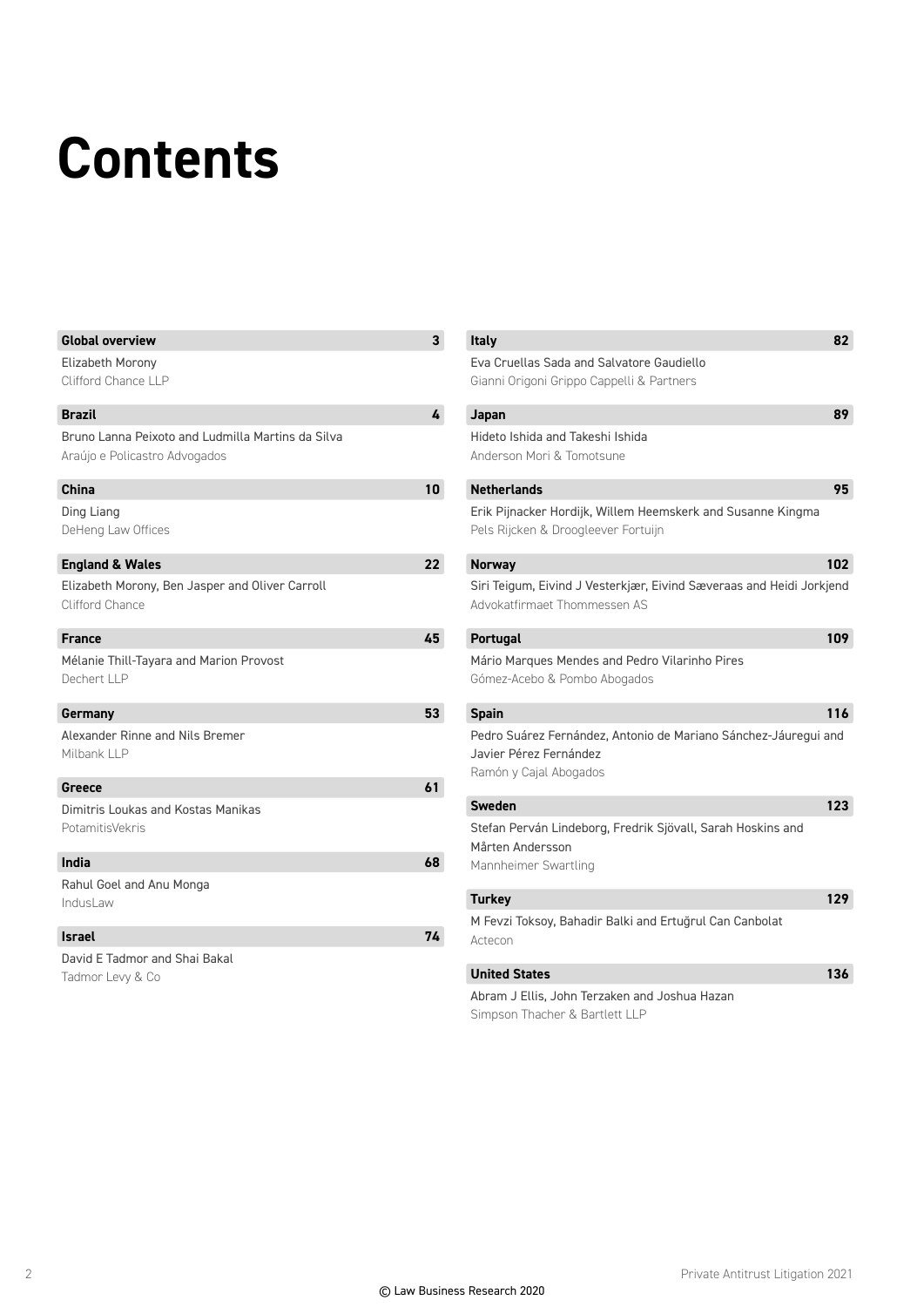# Contents

**Global overview** 3
Elizabeth Morony
Clifford Chance LLP

**Brazil** 4
Bruno Lanna Peixoto and Ludmilla Martins da Silva
Araújo e Policastro Advogados

**China** 10
Ding Liang
DeHeng Law Offices

**England & Wales** 22
Elizabeth Morony, Ben Jasper and Oliver Carroll
Clifford Chance

**France** 45
Mélanie Thill-Tayara and Marion Provost
Dechert LLP

**Germany** 53
Alexander Rinne and Nils Bremer
Milbank LLP

**Greece** 61
Dimitris Loukas and Kostas Manikas
PotamitisVekris

**India** 68
Rahul Goel and Anu Monga
IndusLaw

**Israel** 74
David E Tadmor and Shai Bakal
Tadmor Levy & Co

**Italy** 82
Eva Cruellas Sada and Salvatore Gaudiello
Gianni Origoni Grippo Cappelli & Partners

**Japan** 89
Hideto Ishida and Takeshi Ishida
Anderson Mori & Tomotsune

**Netherlands** 95
Erik Pijnacker Hordijk, Willem Heemskerk and Susanne Kingma
Pels Rijcken & Droogleever Fortuijn

**Norway** 102
Siri Teigum, Eivind J Vesterkjær, Eivind Sæveraas and Heidi Jorkjend
Advokatfirmaet Thommessen AS

**Portugal** 109
Mário Marques Mendes and Pedro Vilarinho Pires
Gómez-Acebo & Pombo Abogados

**Spain** 116
Pedro Suárez Fernández, Antonio de Mariano Sánchez-Jáuregui and Javier Pérez Fernández
Ramón y Cajal Abogados

**Sweden** 123
Stefan Perván Lindeborg, Fredrik Sjövall, Sarah Hoskins and Mårten Andersson
Mannheimer Swartling

**Turkey** 129
M Fevzi Toksoy, Bahadir Balki and Ertuğrul Can Canbolat
Actecon

**United States** 136
Abram J Ellis, John Terzaken and Joshua Hazan
Simpson Thacher & Bartlett LLP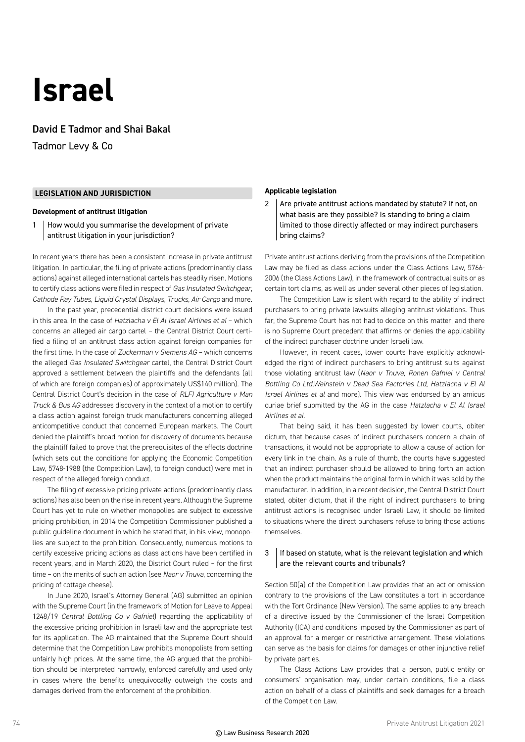# Israel

**David E Tadmor and Shai Bakal**

Tadmor Levy & Co

## LEGISLATION AND JURISDICTION

### Development of antitrust litigation

**1 How would you summarise the development of private antitrust litigation in your jurisdiction?**

In recent years there has been a consistent increase in private antitrust litigation. In particular, the filing of private actions (predominantly class actions) against alleged international cartels has steadily risen. Motions to certify class actions were filed in respect of *Gas Insulated Switchgear*, *Cathode Ray Tubes*, *Liquid Crystal Displays*, *Trucks*, *Air Cargo* and more.

In the past year, precedential district court decisions were issued in this area. In the case of *Hatzlacha v El Al Israel Airlines et al* – which concerns an alleged air cargo cartel – the Central District Court certified a filing of an antitrust class action against foreign companies for the first time. In the case of *Zuckerman v Siemens AG* – which concerns the alleged *Gas Insulated Switchgear* cartel, the Central District Court approved a settlement between the plaintiffs and the defendants (all of which are foreign companies) of approximately US$140 million). The Central District Court's decision in the case of *RLFI Agriculture v Man Truck & Bus AG* addresses discovery in the context of a motion to certify a class action against foreign truck manufacturers concerning alleged anticompetitive conduct that concerned European markets. The Court denied the plaintiff's broad motion for discovery of documents because the plaintiff failed to prove that the prerequisites of the effects doctrine (which sets out the conditions for applying the Economic Competition Law, 5748-1988 (the Competition Law), to foreign conduct) were met in respect of the alleged foreign conduct.

The filing of excessive pricing private actions (predominantly class actions) has also been on the rise in recent years. Although the Supreme Court has yet to rule on whether monopolies are subject to excessive pricing prohibition, in 2014 the Competition Commissioner published a public guideline document in which he stated that, in his view, monopolies are subject to the prohibition. Consequently, numerous motions to certify excessive pricing actions as class actions have been certified in recent years, and in March 2020, the District Court ruled – for the first time – on the merits of such an action (see *Naor v Tnuva*, concerning the pricing of cottage cheese).

In June 2020, Israel's Attorney General (AG) submitted an opinion with the Supreme Court (in the framework of Motion for Leave to Appeal 1248/19 *Central Bottling Co v Gafniel*) regarding the applicability of the excessive pricing prohibition in Israeli law and the appropriate test for its application. The AG maintained that the Supreme Court should determine that the Competition Law prohibits monopolists from setting unfairly high prices. At the same time, the AG argued that the prohibition should be interpreted narrowly, enforced carefully and used only in cases where the benefits unequivocally outweigh the costs and damages derived from the enforcement of the prohibition.

### Applicable legislation

**2 Are private antitrust actions mandated by statute? If not, on what basis are they possible? Is standing to bring a claim limited to those directly affected or may indirect purchasers bring claims?**

Private antitrust actions deriving from the provisions of the Competition Law may be filed as class actions under the Class Actions Law, 5766-2006 (the Class Actions Law), in the framework of contractual suits or as certain tort claims, as well as under several other pieces of legislation.

The Competition Law is silent with regard to the ability of indirect purchasers to bring private lawsuits alleging antitrust violations. Thus far, the Supreme Court has not had to decide on this matter, and there is no Supreme Court precedent that affirms or denies the applicability of the indirect purchaser doctrine under Israeli law.

However, in recent cases, lower courts have explicitly acknowledged the right of indirect purchasers to bring antitrust suits against those violating antitrust law (*Naor v Tnuva*, *Ronen Gafniel v Central Bottling Co Ltd*,*Weinstein v Dead Sea Factories Ltd*, *Hatzlacha v El Al Israel Airlines et al* and more). This view was endorsed by an amicus curiae brief submitted by the AG in the case *Hatzlacha v El Al Israel Airlines et al*.

That being said, it has been suggested by lower courts, obiter dictum, that because cases of indirect purchasers concern a chain of transactions, it would not be appropriate to allow a cause of action for every link in the chain. As a rule of thumb, the courts have suggested that an indirect purchaser should be allowed to bring forth an action when the product maintains the original form in which it was sold by the manufacturer. In addition, in a recent decision, the Central District Court stated, obiter dictum, that if the right of indirect purchasers to bring antitrust actions is recognised under Israeli Law, it should be limited to situations where the direct purchasers refuse to bring those actions themselves.

**3 If based on statute, what is the relevant legislation and which are the relevant courts and tribunals?**

Section 50(a) of the Competition Law provides that an act or omission contrary to the provisions of the Law constitutes a tort in accordance with the Tort Ordinance (New Version). The same applies to any breach of a directive issued by the Commissioner of the Israel Competition Authority (ICA) and conditions imposed by the Commissioner as part of an approval for a merger or restrictive arrangement. These violations can serve as the basis for claims for damages or other injunctive relief by private parties.

The Class Actions Law provides that a person, public entity or consumers' organisation may, under certain conditions, file a class action on behalf of a class of plaintiffs and seek damages for a breach of the Competition Law.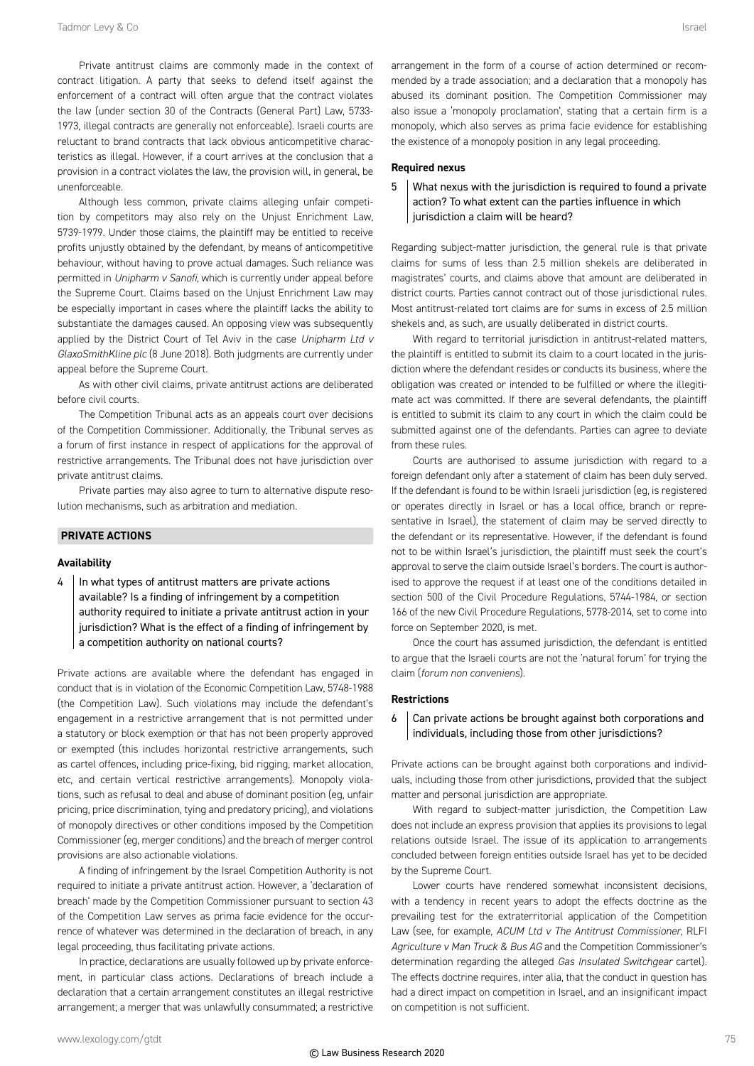Private antitrust claims are commonly made in the context of contract litigation. A party that seeks to defend itself against the enforcement of a contract will often argue that the contract violates the law (under section 30 of the Contracts (General Part) Law, 5733-1973, illegal contracts are generally not enforceable). Israeli courts are reluctant to brand contracts that lack obvious anticompetitive characteristics as illegal. However, if a court arrives at the conclusion that a provision in a contract violates the law, the provision will, in general, be unenforceable.

Although less common, private claims alleging unfair competition by competitors may also rely on the Unjust Enrichment Law, 5739-1979. Under those claims, the plaintiff may be entitled to receive profits unjustly obtained by the defendant, by means of anticompetitive behaviour, without having to prove actual damages. Such reliance was permitted in *Unipharm v Sanofi*, which is currently under appeal before the Supreme Court. Claims based on the Unjust Enrichment Law may be especially important in cases where the plaintiff lacks the ability to substantiate the damages caused. An opposing view was subsequently applied by the District Court of Tel Aviv in the case *Unipharm Ltd v GlaxoSmithKline plc* (8 June 2018). Both judgments are currently under appeal before the Supreme Court.

As with other civil claims, private antitrust actions are deliberated before civil courts.

The Competition Tribunal acts as an appeals court over decisions of the Competition Commissioner. Additionally, the Tribunal serves as a forum of first instance in respect of applications for the approval of restrictive arrangements. The Tribunal does not have jurisdiction over private antitrust claims.

Private parties may also agree to turn to alternative dispute resolution mechanisms, such as arbitration and mediation.

## PRIVATE ACTIONS

### Availability

**4 In what types of antitrust matters are private actions available? Is a finding of infringement by a competition authority required to initiate a private antitrust action in your jurisdiction? What is the effect of a finding of infringement by a competition authority on national courts?**

Private actions are available where the defendant has engaged in conduct that is in violation of the Economic Competition Law, 5748-1988 (the Competition Law). Such violations may include the defendant's engagement in a restrictive arrangement that is not permitted under a statutory or block exemption or that has not been properly approved or exempted (this includes horizontal restrictive arrangements, such as cartel offences, including price-fixing, bid rigging, market allocation, etc, and certain vertical restrictive arrangements). Monopoly violations, such as refusal to deal and abuse of dominant position (eg, unfair pricing, price discrimination, tying and predatory pricing), and violations of monopoly directives or other conditions imposed by the Competition Commissioner (eg, merger conditions) and the breach of merger control provisions are also actionable violations.

A finding of infringement by the Israel Competition Authority is not required to initiate a private antitrust action. However, a 'declaration of breach' made by the Competition Commissioner pursuant to section 43 of the Competition Law serves as prima facie evidence for the occurrence of whatever was determined in the declaration of breach, in any legal proceeding, thus facilitating private actions.

In practice, declarations are usually followed up by private enforcement, in particular class actions. Declarations of breach include a declaration that a certain arrangement constitutes an illegal restrictive arrangement; a merger that was unlawfully consummated; a restrictive arrangement in the form of a course of action determined or recommended by a trade association; and a declaration that a monopoly has abused its dominant position. The Competition Commissioner may also issue a 'monopoly proclamation', stating that a certain firm is a monopoly, which also serves as prima facie evidence for establishing the existence of a monopoly position in any legal proceeding.

### Required nexus

**5 What nexus with the jurisdiction is required to found a private action? To what extent can the parties influence in which jurisdiction a claim will be heard?**

Regarding subject-matter jurisdiction, the general rule is that private claims for sums of less than 2.5 million shekels are deliberated in magistrates' courts, and claims above that amount are deliberated in district courts. Parties cannot contract out of those jurisdictional rules. Most antitrust-related tort claims are for sums in excess of 2.5 million shekels and, as such, are usually deliberated in district courts.

With regard to territorial jurisdiction in antitrust-related matters, the plaintiff is entitled to submit its claim to a court located in the jurisdiction where the defendant resides or conducts its business, where the obligation was created or intended to be fulfilled or where the illegitimate act was committed. If there are several defendants, the plaintiff is entitled to submit its claim to any court in which the claim could be submitted against one of the defendants. Parties can agree to deviate from these rules.

Courts are authorised to assume jurisdiction with regard to a foreign defendant only after a statement of claim has been duly served. If the defendant is found to be within Israeli jurisdiction (eg, is registered or operates directly in Israel or has a local office, branch or representative in Israel), the statement of claim may be served directly to the defendant or its representative. However, if the defendant is found not to be within Israel's jurisdiction, the plaintiff must seek the court's approval to serve the claim outside Israel's borders. The court is authorised to approve the request if at least one of the conditions detailed in section 500 of the Civil Procedure Regulations, 5744-1984, or section 166 of the new Civil Procedure Regulations, 5778-2014, set to come into force on September 2020, is met.

Once the court has assumed jurisdiction, the defendant is entitled to argue that the Israeli courts are not the 'natural forum' for trying the claim (*forum non conveniens*).

### Restrictions

**6 Can private actions be brought against both corporations and individuals, including those from other jurisdictions?**

Private actions can be brought against both corporations and individuals, including those from other jurisdictions, provided that the subject matter and personal jurisdiction are appropriate.

With regard to subject-matter jurisdiction, the Competition Law does not include an express provision that applies its provisions to legal relations outside Israel. The issue of its application to arrangements concluded between foreign entities outside Israel has yet to be decided by the Supreme Court.

Lower courts have rendered somewhat inconsistent decisions, with a tendency in recent years to adopt the effects doctrine as the prevailing test for the extraterritorial application of the Competition Law (see, for example, *ACUM Ltd v The Antitrust Commissioner*, RLFI *Agriculture v Man Truck & Bus AG* and the Competition Commissioner's determination regarding the alleged *Gas Insulated Switchgear* cartel). The effects doctrine requires, inter alia, that the conduct in question has had a direct impact on competition in Israel, and an insignificant impact on competition is not sufficient.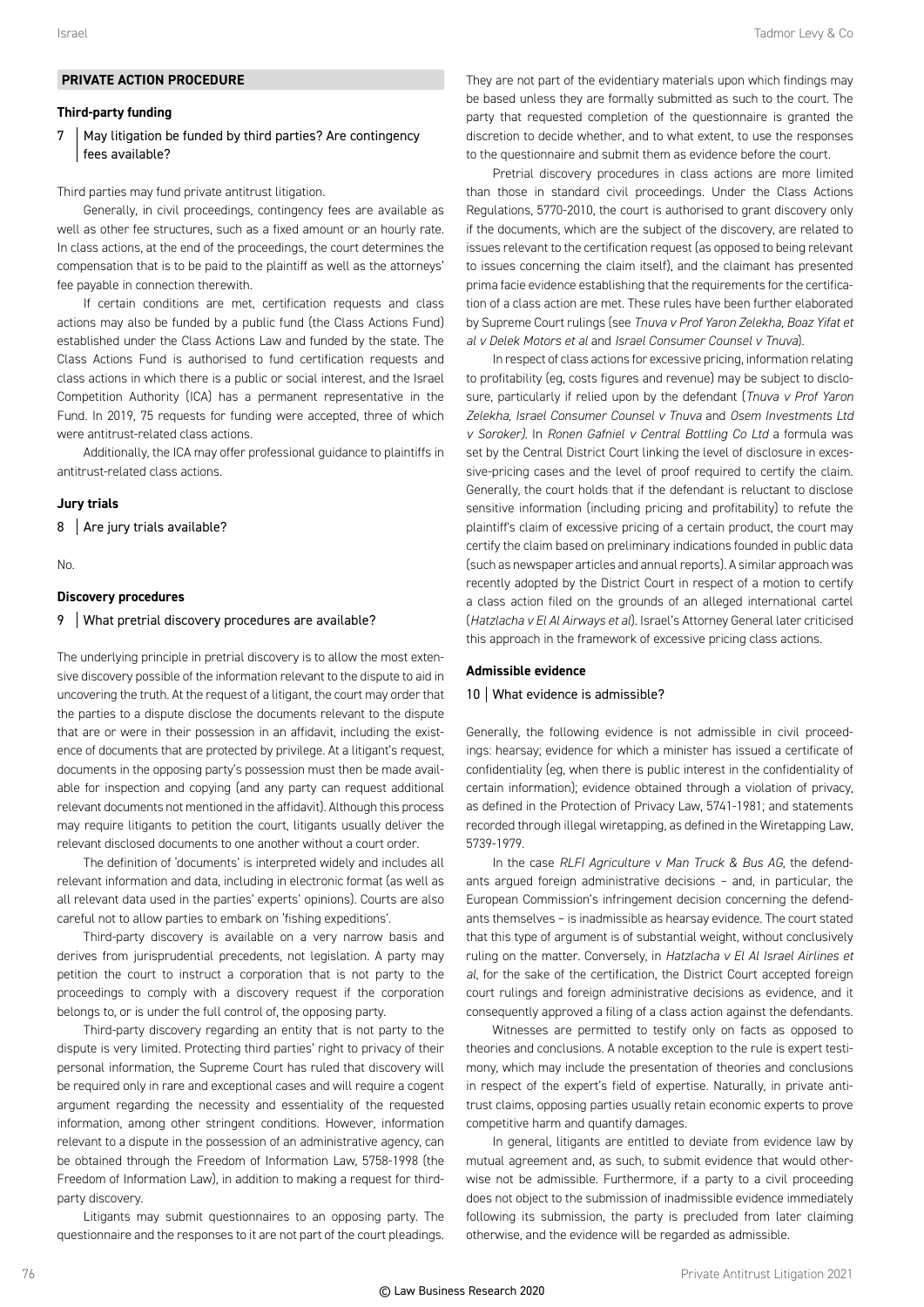## PRIVATE ACTION PROCEDURE

### Third-party funding

**7 May litigation be funded by third parties? Are contingency fees available?**

Third parties may fund private antitrust litigation.

Generally, in civil proceedings, contingency fees are available as well as other fee structures, such as a fixed amount or an hourly rate. In class actions, at the end of the proceedings, the court determines the compensation that is to be paid to the plaintiff as well as the attorneys' fee payable in connection therewith.

If certain conditions are met, certification requests and class actions may also be funded by a public fund (the Class Actions Fund) established under the Class Actions Law and funded by the state. The Class Actions Fund is authorised to fund certification requests and class actions in which there is a public or social interest, and the Israel Competition Authority (ICA) has a permanent representative in the Fund. In 2019, 75 requests for funding were accepted, three of which were antitrust-related class actions.

Additionally, the ICA may offer professional guidance to plaintiffs in antitrust-related class actions.

### Jury trials

**8 Are jury trials available?**

No.

### Discovery procedures

**9 What pretrial discovery procedures are available?**

The underlying principle in pretrial discovery is to allow the most extensive discovery possible of the information relevant to the dispute to aid in uncovering the truth. At the request of a litigant, the court may order that the parties to a dispute disclose the documents relevant to the dispute that are or were in their possession in an affidavit, including the existence of documents that are protected by privilege. At a litigant's request, documents in the opposing party's possession must then be made available for inspection and copying (and any party can request additional relevant documents not mentioned in the affidavit). Although this process may require litigants to petition the court, litigants usually deliver the relevant disclosed documents to one another without a court order.

The definition of 'documents' is interpreted widely and includes all relevant information and data, including in electronic format (as well as all relevant data used in the parties' experts' opinions). Courts are also careful not to allow parties to embark on 'fishing expeditions'.

Third-party discovery is available on a very narrow basis and derives from jurisprudential precedents, not legislation. A party may petition the court to instruct a corporation that is not party to the proceedings to comply with a discovery request if the corporation belongs to, or is under the full control of, the opposing party.

Third-party discovery regarding an entity that is not party to the dispute is very limited. Protecting third parties' right to privacy of their personal information, the Supreme Court has ruled that discovery will be required only in rare and exceptional cases and will require a cogent argument regarding the necessity and essentiality of the requested information, among other stringent conditions. However, information relevant to a dispute in the possession of an administrative agency, can be obtained through the Freedom of Information Law, 5758-1998 (the Freedom of Information Law), in addition to making a request for third-party discovery.

Litigants may submit questionnaires to an opposing party. The questionnaire and the responses to it are not part of the court pleadings. They are not part of the evidentiary materials upon which findings may be based unless they are formally submitted as such to the court. The party that requested completion of the questionnaire is granted the discretion to decide whether, and to what extent, to use the responses to the questionnaire and submit them as evidence before the court.

Pretrial discovery procedures in class actions are more limited than those in standard civil proceedings. Under the Class Actions Regulations, 5770-2010, the court is authorised to grant discovery only if the documents, which are the subject of the discovery, are related to issues relevant to the certification request (as opposed to being relevant to issues concerning the claim itself), and the claimant has presented prima facie evidence establishing that the requirements for the certification of a class action are met. These rules have been further elaborated by Supreme Court rulings (see *Tnuva v Prof Yaron Zelekha, Boaz Yifat et al v Delek Motors et al* and *Israel Consumer Counsel v Tnuva*).

In respect of class actions for excessive pricing, information relating to profitability (eg, costs figures and revenue) may be subject to disclosure, particularly if relied upon by the defendant (*Tnuva v Prof Yaron Zelekha, Israel Consumer Counsel v Tnuva* and *Osem Investments Ltd v Soroker)*. In *Ronen Gafniel v Central Bottling Co Ltd* a formula was set by the Central District Court linking the level of disclosure in excessive-pricing cases and the level of proof required to certify the claim. Generally, the court holds that if the defendant is reluctant to disclose sensitive information (including pricing and profitability) to refute the plaintiff's claim of excessive pricing of a certain product, the court may certify the claim based on preliminary indications founded in public data (such as newspaper articles and annual reports). A similar approach was recently adopted by the District Court in respect of a motion to certify a class action filed on the grounds of an alleged international cartel (*Hatzlacha v El Al Airways et al*). Israel's Attorney General later criticised this approach in the framework of excessive pricing class actions.

### Admissible evidence

**10 What evidence is admissible?**

Generally, the following evidence is not admissible in civil proceedings: hearsay; evidence for which a minister has issued a certificate of confidentiality (eg, when there is public interest in the confidentiality of certain information); evidence obtained through a violation of privacy, as defined in the Protection of Privacy Law, 5741-1981; and statements recorded through illegal wiretapping, as defined in the Wiretapping Law, 5739-1979.

In the case *RLFI Agriculture v Man Truck & Bus AG*, the defendants argued foreign administrative decisions – and, in particular, the European Commission's infringement decision concerning the defendants themselves – is inadmissible as hearsay evidence. The court stated that this type of argument is of substantial weight, without conclusively ruling on the matter. Conversely, in *Hatzlacha v El Al Israel Airlines et al*, for the sake of the certification, the District Court accepted foreign court rulings and foreign administrative decisions as evidence, and it consequently approved a filing of a class action against the defendants.

Witnesses are permitted to testify only on facts as opposed to theories and conclusions. A notable exception to the rule is expert testimony, which may include the presentation of theories and conclusions in respect of the expert's field of expertise. Naturally, in private antitrust claims, opposing parties usually retain economic experts to prove competitive harm and quantify damages.

In general, litigants are entitled to deviate from evidence law by mutual agreement and, as such, to submit evidence that would otherwise not be admissible. Furthermore, if a party to a civil proceeding does not object to the submission of inadmissible evidence immediately following its submission, the party is precluded from later claiming otherwise, and the evidence will be regarded as admissible.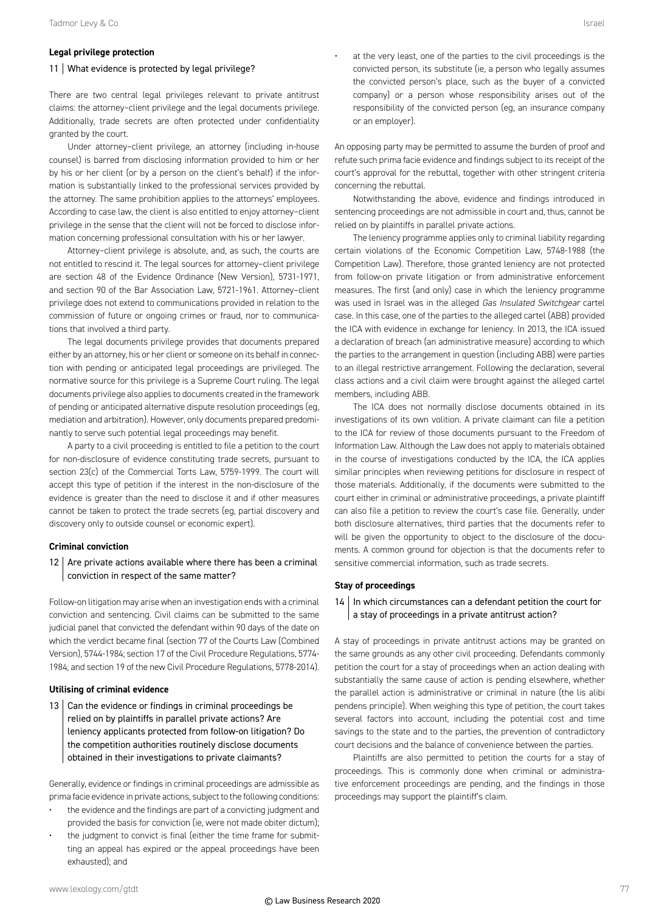### Legal privilege protection

#### 11 | What evidence is protected by legal privilege?

There are two central legal privileges relevant to private antitrust claims: the attorney–client privilege and the legal documents privilege. Additionally, trade secrets are often protected under confidentiality granted by the court.

Under attorney–client privilege, an attorney (including in-house counsel) is barred from disclosing information provided to him or her by his or her client (or by a person on the client's behalf) if the information is substantially linked to the professional services provided by the attorney. The same prohibition applies to the attorneys' employees. According to case law, the client is also entitled to enjoy attorney–client privilege in the sense that the client will not be forced to disclose information concerning professional consultation with his or her lawyer.

Attorney–client privilege is absolute, and, as such, the courts are not entitled to rescind it. The legal sources for attorney–client privilege are section 48 of the Evidence Ordinance (New Version), 5731-1971, and section 90 of the Bar Association Law, 5721-1961. Attorney–client privilege does not extend to communications provided in relation to the commission of future or ongoing crimes or fraud, nor to communications that involved a third party.

The legal documents privilege provides that documents prepared either by an attorney, his or her client or someone on its behalf in connection with pending or anticipated legal proceedings are privileged. The normative source for this privilege is a Supreme Court ruling. The legal documents privilege also applies to documents created in the framework of pending or anticipated alternative dispute resolution proceedings (eg, mediation and arbitration). However, only documents prepared predominantly to serve such potential legal proceedings may benefit.

A party to a civil proceeding is entitled to file a petition to the court for non-disclosure of evidence constituting trade secrets, pursuant to section 23(c) of the Commercial Torts Law, 5759-1999. The court will accept this type of petition if the interest in the non-disclosure of the evidence is greater than the need to disclose it and if other measures cannot be taken to protect the trade secrets (eg, partial discovery and discovery only to outside counsel or economic expert).

### Criminal conviction

#### 12 | Are private actions available where there has been a criminal conviction in respect of the same matter?

Follow-on litigation may arise when an investigation ends with a criminal conviction and sentencing. Civil claims can be submitted to the same judicial panel that convicted the defendant within 90 days of the date on which the verdict became final (section 77 of the Courts Law (Combined Version), 5744-1984; section 17 of the Civil Procedure Regulations, 5774-1984; and section 19 of the new Civil Procedure Regulations, 5778-2014).

### Utilising of criminal evidence

#### 13 | Can the evidence or findings in criminal proceedings be relied on by plaintiffs in parallel private actions? Are leniency applicants protected from follow-on litigation? Do the competition authorities routinely disclose documents obtained in their investigations to private claimants?

Generally, evidence or findings in criminal proceedings are admissible as prima facie evidence in private actions, subject to the following conditions:

- the evidence and the findings are part of a convicting judgment and provided the basis for conviction (ie, were not made obiter dictum);
- the judgment to convict is final (either the time frame for submitting an appeal has expired or the appeal proceedings have been exhausted); and
- at the very least, one of the parties to the civil proceedings is the convicted person, its substitute (ie, a person who legally assumes the convicted person's place, such as the buyer of a convicted company) or a person whose responsibility arises out of the responsibility of the convicted person (eg, an insurance company or an employer).

An opposing party may be permitted to assume the burden of proof and refute such prima facie evidence and findings subject to its receipt of the court's approval for the rebuttal, together with other stringent criteria concerning the rebuttal.

Notwithstanding the above, evidence and findings introduced in sentencing proceedings are not admissible in court and, thus, cannot be relied on by plaintiffs in parallel private actions.

The leniency programme applies only to criminal liability regarding certain violations of the Economic Competition Law, 5748-1988 (the Competition Law). Therefore, those granted leniency are not protected from follow-on private litigation or from administrative enforcement measures. The first (and only) case in which the leniency programme was used in Israel was in the alleged *Gas Insulated Switchgear* cartel case. In this case, one of the parties to the alleged cartel (ABB) provided the ICA with evidence in exchange for leniency. In 2013, the ICA issued a declaration of breach (an administrative measure) according to which the parties to the arrangement in question (including ABB) were parties to an illegal restrictive arrangement. Following the declaration, several class actions and a civil claim were brought against the alleged cartel members, including ABB.

The ICA does not normally disclose documents obtained in its investigations of its own volition. A private claimant can file a petition to the ICA for review of those documents pursuant to the Freedom of Information Law. Although the Law does not apply to materials obtained in the course of investigations conducted by the ICA, the ICA applies similar principles when reviewing petitions for disclosure in respect of those materials. Additionally, if the documents were submitted to the court either in criminal or administrative proceedings, a private plaintiff can also file a petition to review the court's case file. Generally, under both disclosure alternatives, third parties that the documents refer to will be given the opportunity to object to the disclosure of the documents. A common ground for objection is that the documents refer to sensitive commercial information, such as trade secrets.

### Stay of proceedings

#### 14 | In which circumstances can a defendant petition the court for a stay of proceedings in a private antitrust action?

A stay of proceedings in private antitrust actions may be granted on the same grounds as any other civil proceeding. Defendants commonly petition the court for a stay of proceedings when an action dealing with substantially the same cause of action is pending elsewhere, whether the parallel action is administrative or criminal in nature (the lis alibi pendens principle). When weighing this type of petition, the court takes several factors into account, including the potential cost and time savings to the state and to the parties, the prevention of contradictory court decisions and the balance of convenience between the parties.

Plaintiffs are also permitted to petition the courts for a stay of proceedings. This is commonly done when criminal or administrative enforcement proceedings are pending, and the findings in those proceedings may support the plaintiff's claim.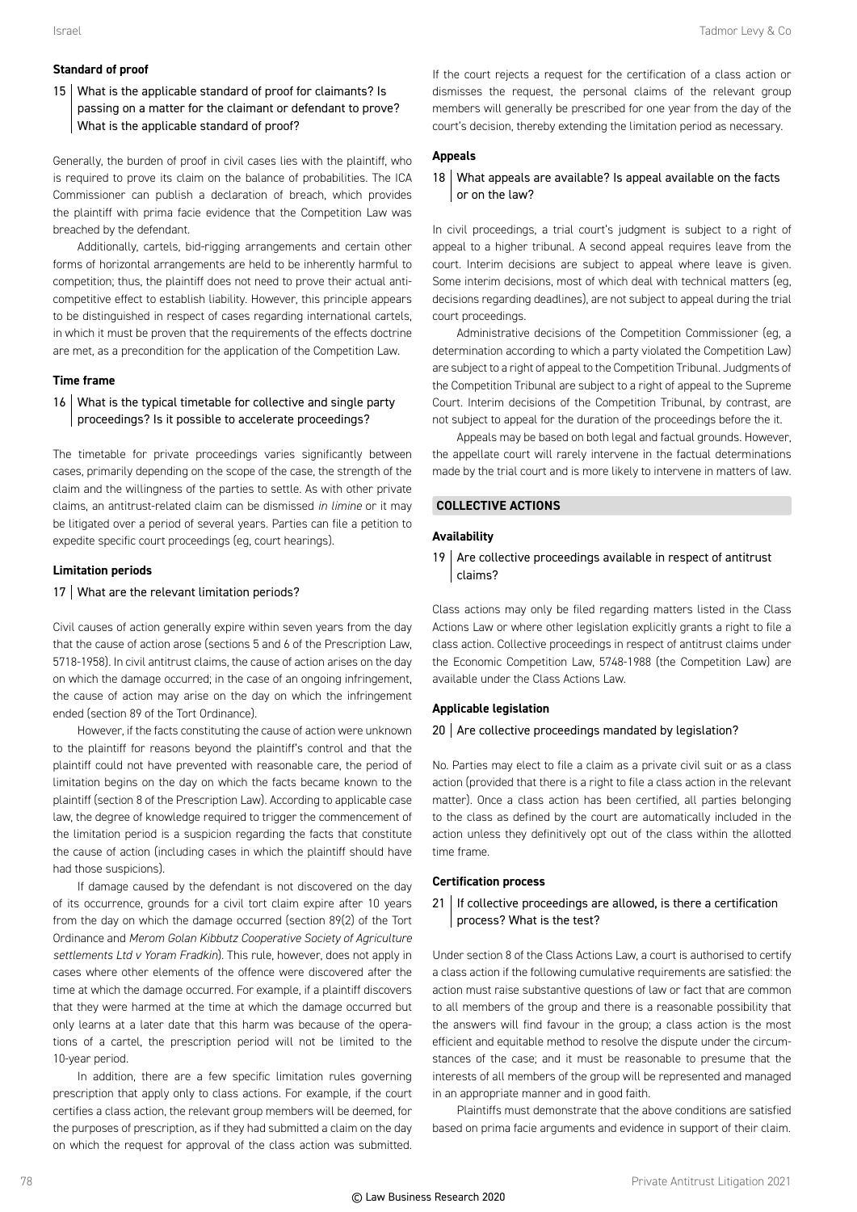### Standard of proof

**15 | What is the applicable standard of proof for claimants? Is passing on a matter for the claimant or defendant to prove? What is the applicable standard of proof?**

Generally, the burden of proof in civil cases lies with the plaintiff, who is required to prove its claim on the balance of probabilities. The ICA Commissioner can publish a declaration of breach, which provides the plaintiff with prima facie evidence that the Competition Law was breached by the defendant.

Additionally, cartels, bid-rigging arrangements and certain other forms of horizontal arrangements are held to be inherently harmful to competition; thus, the plaintiff does not need to prove their actual anti-competitive effect to establish liability. However, this principle appears to be distinguished in respect of cases regarding international cartels, in which it must be proven that the requirements of the effects doctrine are met, as a precondition for the application of the Competition Law.

### Time frame

**16 | What is the typical timetable for collective and single party proceedings? Is it possible to accelerate proceedings?**

The timetable for private proceedings varies significantly between cases, primarily depending on the scope of the case, the strength of the claim and the willingness of the parties to settle. As with other private claims, an antitrust-related claim can be dismissed *in limine* or it may be litigated over a period of several years. Parties can file a petition to expedite specific court proceedings (eg, court hearings).

### Limitation periods

**17 | What are the relevant limitation periods?**

Civil causes of action generally expire within seven years from the day that the cause of action arose (sections 5 and 6 of the Prescription Law, 5718-1958). In civil antitrust claims, the cause of action arises on the day on which the damage occurred; in the case of an ongoing infringement, the cause of action may arise on the day on which the infringement ended (section 89 of the Tort Ordinance).

However, if the facts constituting the cause of action were unknown to the plaintiff for reasons beyond the plaintiff's control and that the plaintiff could not have prevented with reasonable care, the period of limitation begins on the day on which the facts became known to the plaintiff (section 8 of the Prescription Law). According to applicable case law, the degree of knowledge required to trigger the commencement of the limitation period is a suspicion regarding the facts that constitute the cause of action (including cases in which the plaintiff should have had those suspicions).

If damage caused by the defendant is not discovered on the day of its occurrence, grounds for a civil tort claim expire after 10 years from the day on which the damage occurred (section 89(2) of the Tort Ordinance and *Merom Golan Kibbutz Cooperative Society of Agriculture settlements Ltd v Yoram Fradkin*). This rule, however, does not apply in cases where other elements of the offence were discovered after the time at which the damage occurred. For example, if a plaintiff discovers that they were harmed at the time at which the damage occurred but only learns at a later date that this harm was because of the operations of a cartel, the prescription period will not be limited to the 10-year period.

In addition, there are a few specific limitation rules governing prescription that apply only to class actions. For example, if the court certifies a class action, the relevant group members will be deemed, for the purposes of prescription, as if they had submitted a claim on the day on which the request for approval of the class action was submitted. If the court rejects a request for the certification of a class action or dismisses the request, the personal claims of the relevant group members will generally be prescribed for one year from the day of the court's decision, thereby extending the limitation period as necessary.

### Appeals

**18 | What appeals are available? Is appeal available on the facts or on the law?**

In civil proceedings, a trial court's judgment is subject to a right of appeal to a higher tribunal. A second appeal requires leave from the court. Interim decisions are subject to appeal where leave is given. Some interim decisions, most of which deal with technical matters (eg, decisions regarding deadlines), are not subject to appeal during the trial court proceedings.

Administrative decisions of the Competition Commissioner (eg, a determination according to which a party violated the Competition Law) are subject to a right of appeal to the Competition Tribunal. Judgments of the Competition Tribunal are subject to a right of appeal to the Supreme Court. Interim decisions of the Competition Tribunal, by contrast, are not subject to appeal for the duration of the proceedings before the it.

Appeals may be based on both legal and factual grounds. However, the appellate court will rarely intervene in the factual determinations made by the trial court and is more likely to intervene in matters of law.

## COLLECTIVE ACTIONS

### Availability

**19 | Are collective proceedings available in respect of antitrust claims?**

Class actions may only be filed regarding matters listed in the Class Actions Law or where other legislation explicitly grants a right to file a class action. Collective proceedings in respect of antitrust claims under the Economic Competition Law, 5748-1988 (the Competition Law) are available under the Class Actions Law.

### Applicable legislation

**20 | Are collective proceedings mandated by legislation?**

No. Parties may elect to file a claim as a private civil suit or as a class action (provided that there is a right to file a class action in the relevant matter). Once a class action has been certified, all parties belonging to the class as defined by the court are automatically included in the action unless they definitively opt out of the class within the allotted time frame.

### Certification process

**21 | If collective proceedings are allowed, is there a certification process? What is the test?**

Under section 8 of the Class Actions Law, a court is authorised to certify a class action if the following cumulative requirements are satisfied: the action must raise substantive questions of law or fact that are common to all members of the group and there is a reasonable possibility that the answers will find favour in the group; a class action is the most efficient and equitable method to resolve the dispute under the circumstances of the case; and it must be reasonable to presume that the interests of all members of the group will be represented and managed in an appropriate manner and in good faith.

Plaintiffs must demonstrate that the above conditions are satisfied based on prima facie arguments and evidence in support of their claim.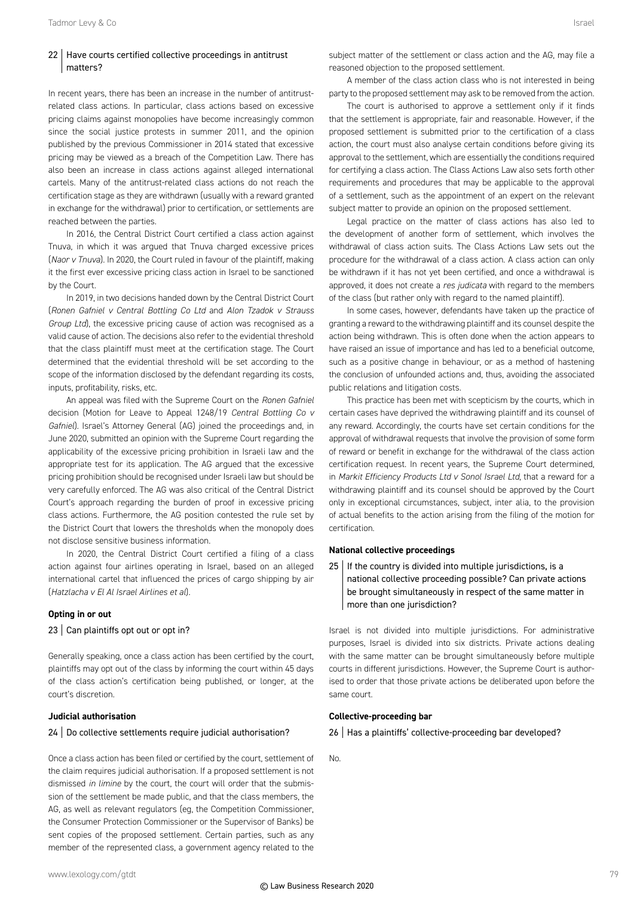### 22 Have courts certified collective proceedings in antitrust matters?

In recent years, there has been an increase in the number of antitrust-related class actions. In particular, class actions based on excessive pricing claims against monopolies have become increasingly common since the social justice protests in summer 2011, and the opinion published by the previous Commissioner in 2014 stated that excessive pricing may be viewed as a breach of the Competition Law. There has also been an increase in class actions against alleged international cartels. Many of the antitrust-related class actions do not reach the certification stage as they are withdrawn (usually with a reward granted in exchange for the withdrawal) prior to certification, or settlements are reached between the parties.

In 2016, the Central District Court certified a class action against Tnuva, in which it was argued that Tnuva charged excessive prices (*Naor v Tnuva*). In 2020, the Court ruled in favour of the plaintiff, making it the first ever excessive pricing class action in Israel to be sanctioned by the Court.

In 2019, in two decisions handed down by the Central District Court (*Ronen Gafniel v Central Bottling Co Ltd* and *Alon Tzadok v Strauss Group Ltd*), the excessive pricing cause of action was recognised as a valid cause of action. The decisions also refer to the evidential threshold that the class plaintiff must meet at the certification stage. The Court determined that the evidential threshold will be set according to the scope of the information disclosed by the defendant regarding its costs, inputs, profitability, risks, etc.

An appeal was filed with the Supreme Court on the *Ronen Gafniel* decision (Motion for Leave to Appeal 1248/19 *Central Bottling Co v Gafniel*). Israel's Attorney General (AG) joined the proceedings and, in June 2020, submitted an opinion with the Supreme Court regarding the applicability of the excessive pricing prohibition in Israeli law and the appropriate test for its application. The AG argued that the excessive pricing prohibition should be recognised under Israeli law but should be very carefully enforced. The AG was also critical of the Central District Court's approach regarding the burden of proof in excessive pricing class actions. Furthermore, the AG position contested the rule set by the District Court that lowers the thresholds when the monopoly does not disclose sensitive business information.

In 2020, the Central District Court certified a filing of a class action against four airlines operating in Israel, based on an alleged international cartel that influenced the prices of cargo shipping by air (*Hatzlacha v El Al Israel Airlines et al*).

**Opting in or out**

### 23 Can plaintiffs opt out or opt in?

Generally speaking, once a class action has been certified by the court, plaintiffs may opt out of the class by informing the court within 45 days of the class action's certification being published, or longer, at the court's discretion.

**Judicial authorisation**

### 24 Do collective settlements require judicial authorisation?

Once a class action has been filed or certified by the court, settlement of the claim requires judicial authorisation. If a proposed settlement is not dismissed *in limine* by the court, the court will order that the submission of the settlement be made public, and that the class members, the AG, as well as relevant regulators (eg, the Competition Commissioner, the Consumer Protection Commissioner or the Supervisor of Banks) be sent copies of the proposed settlement. Certain parties, such as any member of the represented class, a government agency related to the subject matter of the settlement or class action and the AG, may file a reasoned objection to the proposed settlement.

A member of the class action class who is not interested in being party to the proposed settlement may ask to be removed from the action.

The court is authorised to approve a settlement only if it finds that the settlement is appropriate, fair and reasonable. However, if the proposed settlement is submitted prior to the certification of a class action, the court must also analyse certain conditions before giving its approval to the settlement, which are essentially the conditions required for certifying a class action. The Class Actions Law also sets forth other requirements and procedures that may be applicable to the approval of a settlement, such as the appointment of an expert on the relevant subject matter to provide an opinion on the proposed settlement.

Legal practice on the matter of class actions has also led to the development of another form of settlement, which involves the withdrawal of class action suits. The Class Actions Law sets out the procedure for the withdrawal of a class action. A class action can only be withdrawn if it has not yet been certified, and once a withdrawal is approved, it does not create a *res judicata* with regard to the members of the class (but rather only with regard to the named plaintiff).

In some cases, however, defendants have taken up the practice of granting a reward to the withdrawing plaintiff and its counsel despite the action being withdrawn. This is often done when the action appears to have raised an issue of importance and has led to a beneficial outcome, such as a positive change in behaviour, or as a method of hastening the conclusion of unfounded actions and, thus, avoiding the associated public relations and litigation costs.

This practice has been met with scepticism by the courts, which in certain cases have deprived the withdrawing plaintiff and its counsel of any reward. Accordingly, the courts have set certain conditions for the approval of withdrawal requests that involve the provision of some form of reward or benefit in exchange for the withdrawal of the class action certification request. In recent years, the Supreme Court determined, in *Markit Efficiency Products Ltd v Sonol Israel Ltd*, that a reward for a withdrawing plaintiff and its counsel should be approved by the Court only in exceptional circumstances, subject, inter alia, to the provision of actual benefits to the action arising from the filing of the motion for certification.

**National collective proceedings**

### 25 If the country is divided into multiple jurisdictions, is a national collective proceeding possible? Can private actions be brought simultaneously in respect of the same matter in more than one jurisdiction?

Israel is not divided into multiple jurisdictions. For administrative purposes, Israel is divided into six districts. Private actions dealing with the same matter can be brought simultaneously before multiple courts in different jurisdictions. However, the Supreme Court is authorised to order that those private actions be deliberated upon before the same court.

**Collective-proceeding bar**

### 26 Has a plaintiffs' collective-proceeding bar developed?

No.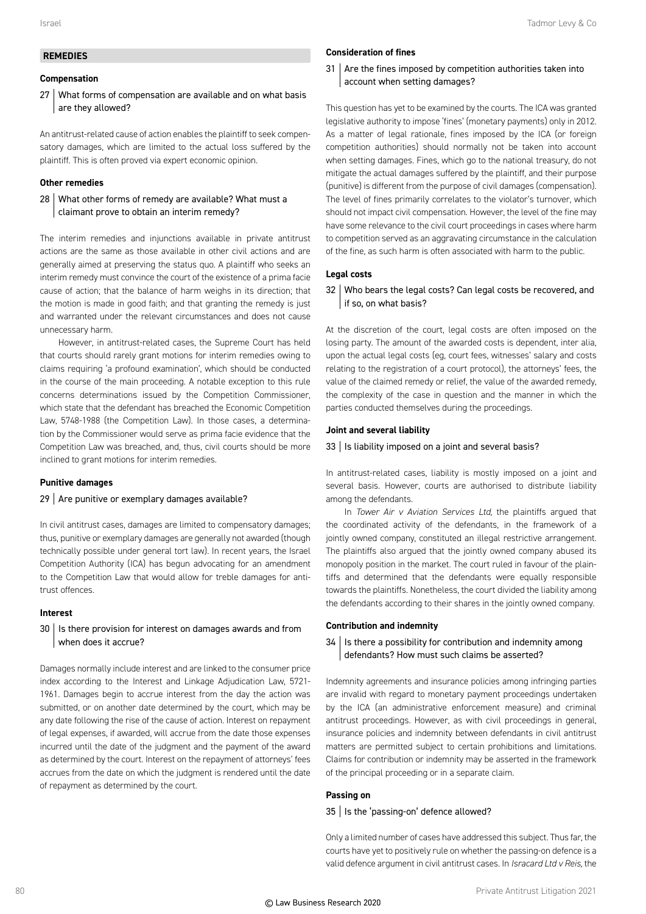## REMEDIES

### Compensation

**27 What forms of compensation are available and on what basis are they allowed?**

An antitrust-related cause of action enables the plaintiff to seek compensatory damages, which are limited to the actual loss suffered by the plaintiff. This is often proved via expert economic opinion.

### Other remedies

**28 What other forms of remedy are available? What must a claimant prove to obtain an interim remedy?**

The interim remedies and injunctions available in private antitrust actions are the same as those available in other civil actions and are generally aimed at preserving the status quo. A plaintiff who seeks an interim remedy must convince the court of the existence of a prima facie cause of action; that the balance of harm weighs in its direction; that the motion is made in good faith; and that granting the remedy is just and warranted under the relevant circumstances and does not cause unnecessary harm.

However, in antitrust-related cases, the Supreme Court has held that courts should rarely grant motions for interim remedies owing to claims requiring 'a profound examination', which should be conducted in the course of the main proceeding. A notable exception to this rule concerns determinations issued by the Competition Commissioner, which state that the defendant has breached the Economic Competition Law, 5748-1988 (the Competition Law). In those cases, a determination by the Commissioner would serve as prima facie evidence that the Competition Law was breached, and, thus, civil courts should be more inclined to grant motions for interim remedies.

### Punitive damages

**29 Are punitive or exemplary damages available?**

In civil antitrust cases, damages are limited to compensatory damages; thus, punitive or exemplary damages are generally not awarded (though technically possible under general tort law). In recent years, the Israel Competition Authority (ICA) has begun advocating for an amendment to the Competition Law that would allow for treble damages for antitrust offences.

### Interest

**30 Is there provision for interest on damages awards and from when does it accrue?**

Damages normally include interest and are linked to the consumer price index according to the Interest and Linkage Adjudication Law, 5721-1961. Damages begin to accrue interest from the day the action was submitted, or on another date determined by the court, which may be any date following the rise of the cause of action. Interest on repayment of legal expenses, if awarded, will accrue from the date those expenses incurred until the date of the judgment and the payment of the award as determined by the court. Interest on the repayment of attorneys' fees accrues from the date on which the judgment is rendered until the date of repayment as determined by the court.

### Consideration of fines

**31 Are the fines imposed by competition authorities taken into account when setting damages?**

This question has yet to be examined by the courts. The ICA was granted legislative authority to impose 'fines' (monetary payments) only in 2012. As a matter of legal rationale, fines imposed by the ICA (or foreign competition authorities) should normally not be taken into account when setting damages. Fines, which go to the national treasury, do not mitigate the actual damages suffered by the plaintiff, and their purpose (punitive) is different from the purpose of civil damages (compensation). The level of fines primarily correlates to the violator's turnover, which should not impact civil compensation. However, the level of the fine may have some relevance to the civil court proceedings in cases where harm to competition served as an aggravating circumstance in the calculation of the fine, as such harm is often associated with harm to the public.

### Legal costs

**32 Who bears the legal costs? Can legal costs be recovered, and if so, on what basis?**

At the discretion of the court, legal costs are often imposed on the losing party. The amount of the awarded costs is dependent, inter alia, upon the actual legal costs (eg, court fees, witnesses' salary and costs relating to the registration of a court protocol), the attorneys' fees, the value of the claimed remedy or relief, the value of the awarded remedy, the complexity of the case in question and the manner in which the parties conducted themselves during the proceedings.

### Joint and several liability

**33 Is liability imposed on a joint and several basis?**

In antitrust-related cases, liability is mostly imposed on a joint and several basis. However, courts are authorised to distribute liability among the defendants.

In *Tower Air v Aviation Services Ltd*, the plaintiffs argued that the coordinated activity of the defendants, in the framework of a jointly owned company, constituted an illegal restrictive arrangement. The plaintiffs also argued that the jointly owned company abused its monopoly position in the market. The court ruled in favour of the plaintiffs and determined that the defendants were equally responsible towards the plaintiffs. Nonetheless, the court divided the liability among the defendants according to their shares in the jointly owned company.

### Contribution and indemnity

**34 Is there a possibility for contribution and indemnity among defendants? How must such claims be asserted?**

Indemnity agreements and insurance policies among infringing parties are invalid with regard to monetary payment proceedings undertaken by the ICA (an administrative enforcement measure) and criminal antitrust proceedings. However, as with civil proceedings in general, insurance policies and indemnity between defendants in civil antitrust matters are permitted subject to certain prohibitions and limitations. Claims for contribution or indemnity may be asserted in the framework of the principal proceeding or in a separate claim.

### Passing on

**35 Is the 'passing-on' defence allowed?**

Only a limited number of cases have addressed this subject. Thus far, the courts have yet to positively rule on whether the passing-on defence is a valid defence argument in civil antitrust cases. In *Isracard Ltd v Reis*, the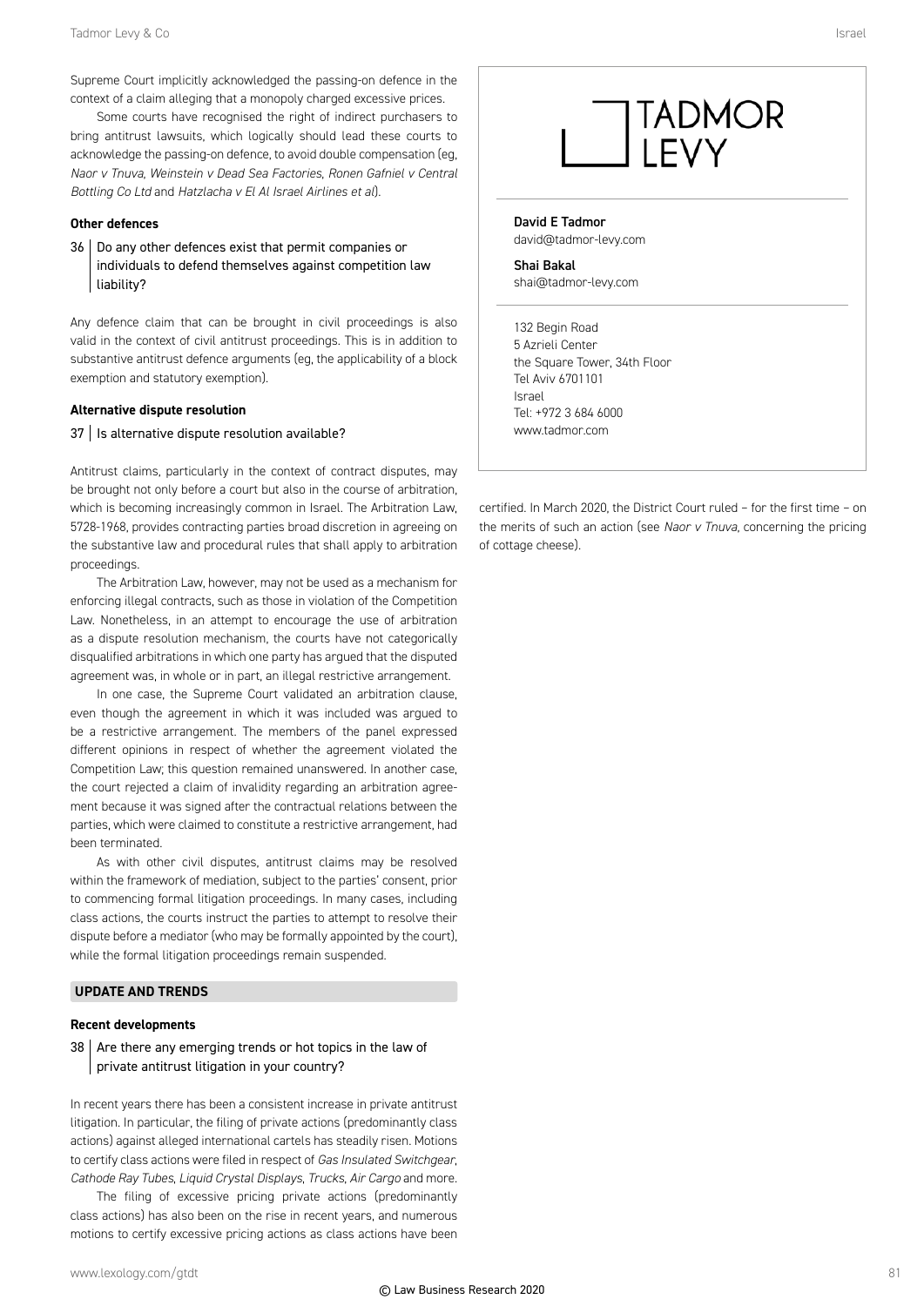Supreme Court implicitly acknowledged the passing-on defence in the context of a claim alleging that a monopoly charged excessive prices.

Some courts have recognised the right of indirect purchasers to bring antitrust lawsuits, which logically should lead these courts to acknowledge the passing-on defence, to avoid double compensation (eg, *Naor v Tnuva*, *Weinstein v Dead Sea Factories*, *Ronen Gafniel v Central Bottling Co Ltd* and *Hatzlacha v El Al Israel Airlines et al*).

#### Other defences

**36 Do any other defences exist that permit companies or individuals to defend themselves against competition law liability?**

Any defence claim that can be brought in civil proceedings is also valid in the context of civil antitrust proceedings. This is in addition to substantive antitrust defence arguments (eg, the applicability of a block exemption and statutory exemption).

#### Alternative dispute resolution

**37 Is alternative dispute resolution available?**

Antitrust claims, particularly in the context of contract disputes, may be brought not only before a court but also in the course of arbitration, which is becoming increasingly common in Israel. The Arbitration Law, 5728-1968, provides contracting parties broad discretion in agreeing on the substantive law and procedural rules that shall apply to arbitration proceedings.

The Arbitration Law, however, may not be used as a mechanism for enforcing illegal contracts, such as those in violation of the Competition Law. Nonetheless, in an attempt to encourage the use of arbitration as a dispute resolution mechanism, the courts have not categorically disqualified arbitrations in which one party has argued that the disputed agreement was, in whole or in part, an illegal restrictive arrangement.

In one case, the Supreme Court validated an arbitration clause, even though the agreement in which it was included was argued to be a restrictive arrangement. The members of the panel expressed different opinions in respect of whether the agreement violated the Competition Law; this question remained unanswered. In another case, the court rejected a claim of invalidity regarding an arbitration agreement because it was signed after the contractual relations between the parties, which were claimed to constitute a restrictive arrangement, had been terminated.

As with other civil disputes, antitrust claims may be resolved within the framework of mediation, subject to the parties' consent, prior to commencing formal litigation proceedings. In many cases, including class actions, the courts instruct the parties to attempt to resolve their dispute before a mediator (who may be formally appointed by the court), while the formal litigation proceedings remain suspended.

### UPDATE AND TRENDS

#### Recent developments

**38 Are there any emerging trends or hot topics in the law of private antitrust litigation in your country?**

In recent years there has been a consistent increase in private antitrust litigation. In particular, the filing of private actions (predominantly class actions) against alleged international cartels has steadily risen. Motions to certify class actions were filed in respect of *Gas Insulated Switchgear*, *Cathode Ray Tubes*, *Liquid Crystal Displays*, *Trucks*, *Air Cargo* and more.

The filing of excessive pricing private actions (predominantly class actions) has also been on the rise in recent years, and numerous motions to certify excessive pricing actions as class actions have been certified. In March 2020, the District Court ruled – for the first time – on the merits of such an action (see *Naor v Tnuva*, concerning the pricing of cottage cheese).

---

TADMOR LEVY

**David E Tadmor**
david@tadmor-levy.com

**Shai Bakal**
shai@tadmor-levy.com

132 Begin Road
5 Azrieli Center
the Square Tower, 34th Floor
Tel Aviv 6701101
Israel
Tel: +972 3 684 6000
www.tadmor.com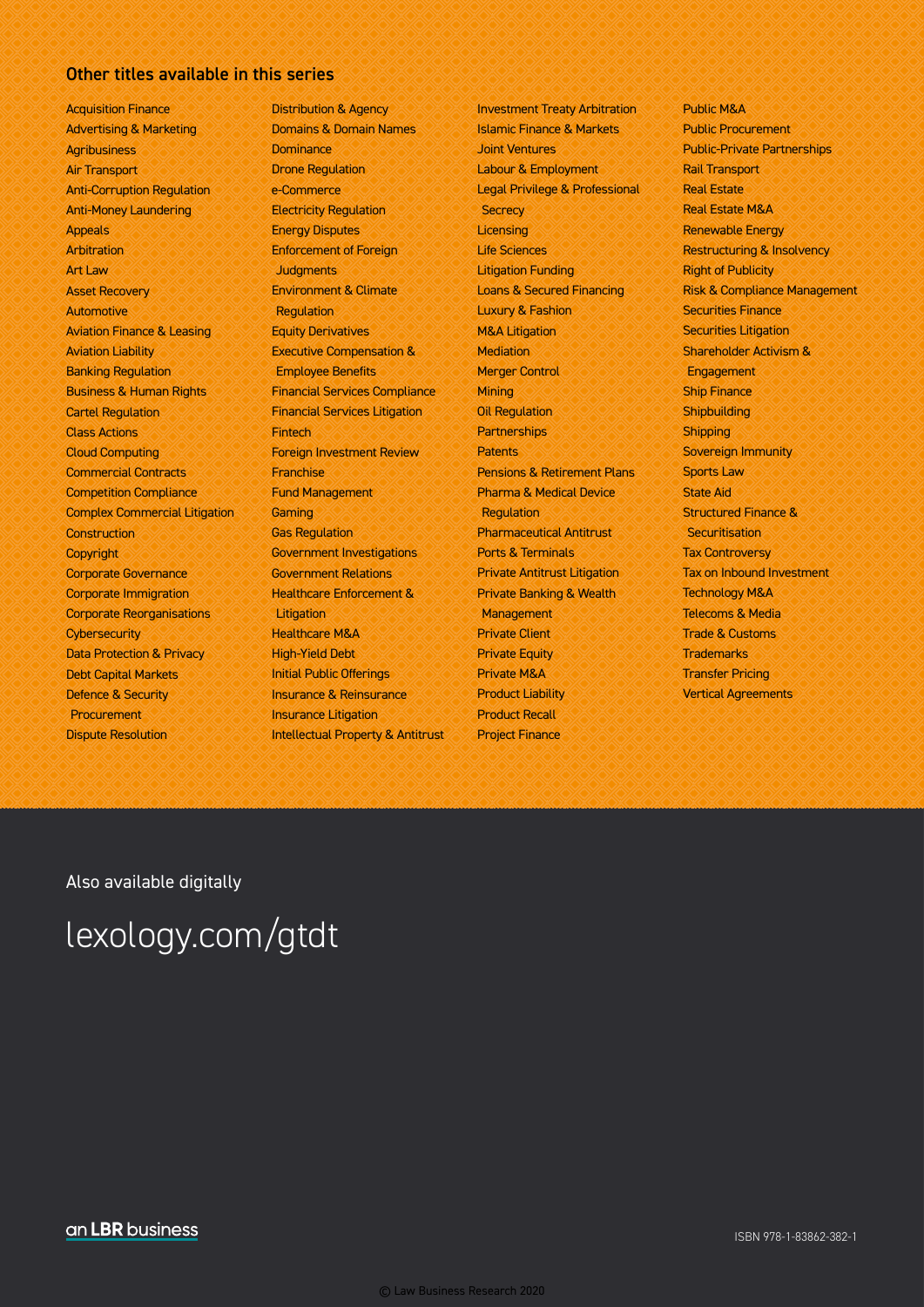## Other titles available in this series

- Acquisition Finance
- Advertising & Marketing
- Agribusiness
- Air Transport
- Anti-Corruption Regulation
- Anti-Money Laundering
- Appeals
- Arbitration
- Art Law
- Asset Recovery
- Automotive
- Aviation Finance & Leasing
- Aviation Liability
- Banking Regulation
- Business & Human Rights
- Cartel Regulation
- Class Actions
- Cloud Computing
- Commercial Contracts
- Competition Compliance
- Complex Commercial Litigation
- Construction
- Copyright
- Corporate Governance
- Corporate Immigration
- Corporate Reorganisations
- Cybersecurity
- Data Protection & Privacy
- Debt Capital Markets
- Defence & Security Procurement
- Dispute Resolution
- Distribution & Agency
- Domains & Domain Names
- Dominance
- Drone Regulation
- e-Commerce
- Electricity Regulation
- Energy Disputes
- Enforcement of Foreign Judgments
- Environment & Climate Regulation
- Equity Derivatives
- Executive Compensation & Employee Benefits
- Financial Services Compliance
- Financial Services Litigation
- Fintech
- Foreign Investment Review
- Franchise
- Fund Management
- Gaming
- Gas Regulation
- Government Investigations
- Government Relations
- Healthcare Enforcement & Litigation
- Healthcare M&A
- High-Yield Debt
- Initial Public Offerings
- Insurance & Reinsurance
- Insurance Litigation
- Intellectual Property & Antitrust
- Investment Treaty Arbitration
- Islamic Finance & Markets
- Joint Ventures
- Labour & Employment
- Legal Privilege & Professional Secrecy
- Licensing
- Life Sciences
- Litigation Funding
- Loans & Secured Financing
- Luxury & Fashion
- M&A Litigation
- Mediation
- Merger Control
- Mining
- Oil Regulation
- Partnerships
- Patents
- Pensions & Retirement Plans
- Pharma & Medical Device Regulation
- Pharmaceutical Antitrust
- Ports & Terminals
- Private Antitrust Litigation
- Private Banking & Wealth Management
- Private Client
- Private Equity
- Private M&A
- Product Liability
- Product Recall
- Project Finance
- Public M&A
- Public Procurement
- Public-Private Partnerships
- Rail Transport
- Real Estate
- Real Estate M&A
- Renewable Energy
- Restructuring & Insolvency
- Right of Publicity
- Risk & Compliance Management
- Securities Finance
- Securities Litigation
- Shareholder Activism & Engagement
- Ship Finance
- Shipbuilding
- Shipping
- Sovereign Immunity
- Sports Law
- State Aid
- Structured Finance & Securitisation
- Tax Controversy
- Tax on Inbound Investment
- Technology M&A
- Telecoms & Media
- Trade & Customs
- Trademarks
- Transfer Pricing
- Vertical Agreements

Also available digitally

# lexology.com/gtdt

an LBR business

ISBN 978-1-83862-382-1

© Law Business Research 2020